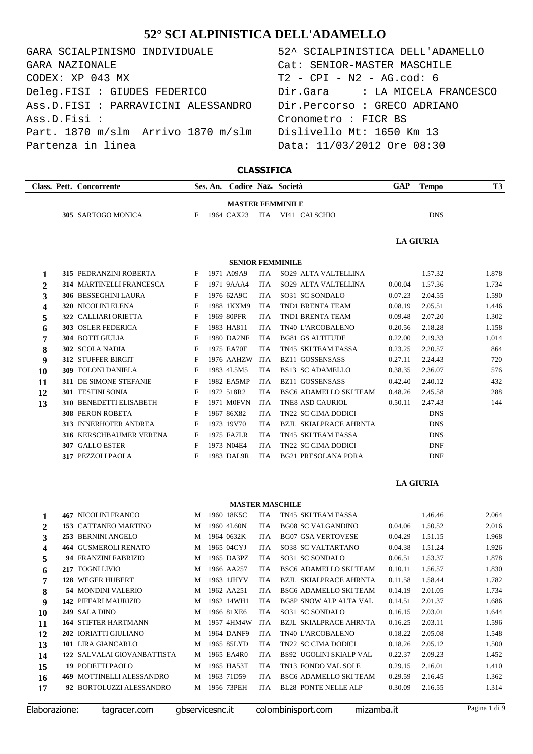# 52° SCI ALPINISTICA DELL'ADAMELLO

GARA SCIALPINISMO INDIVIDUALE
GARA NAZIONALE
CODEX: XP 043 MX
Deleg.FISI : GIUDES FEDERICO
Ass.D.FISI : PARRAVICINI ALESSANDRO
Ass.D.Fisi :
Part. 1870 m/slm Arrivo 1870 m/slm
Partenza in linea

52^ SCIALPINISTICA DELL'ADAMELLO
Cat: SENIOR-MASTER MASCHILE
T2 - CPI - N2 - AG.cod: 6
Dir.Gara : LA MICELA FRANCESCO
Dir.Percorso : GRECO ADRIANO
Cronometro : FICR BS
Dislivello Mt: 1650 Km 13
Data: 11/03/2012 Ore 08:30

## CLASSIFICA

| Class. | Pett. | Concorrente | Ses. | An. | Codice | Naz. | Società | GAP | Tempo | T3 |
|---|---|---|---|---|---|---|---|---|---|---|
| | | **MASTER FEMMINILE** | | | | | | | | |
| | 305 | SARTOGO MONICA | F | 1964 | CAX23 | ITA | VI41 CAI SCHIO | | DNS | |
| | | | | | | | | | **LA GIURIA** | |
| | | **SENIOR FEMMINILE** | | | | | | | | |
| 1 | 315 | PEDRANZINI ROBERTA | F | 1971 | A09A9 | ITA | SO29 ALTA VALTELLINA | | 1.57.32 | 1.878 |
| 2 | 314 | MARTINELLI FRANCESCA | F | 1971 | 9AAA4 | ITA | SO29 ALTA VALTELLINA | 0.00.04 | 1.57.36 | 1.734 |
| 3 | 306 | BESSEGHINI LAURA | F | 1976 | 62A9C | ITA | SO31 SC SONDALO | 0.07.23 | 2.04.55 | 1.590 |
| 4 | 320 | NICOLINI ELENA | F | 1988 | 1KXM9 | ITA | TND1 BRENTA TEAM | 0.08.19 | 2.05.51 | 1.446 |
| 5 | 322 | CALLIARI ORIETTA | F | 1969 | 80PFR | ITA | TND1 BRENTA TEAM | 0.09.48 | 2.07.20 | 1.302 |
| 6 | 303 | OSLER FEDERICA | F | 1983 | HA811 | ITA | TN40 L'ARCOBALENO | 0.20.56 | 2.18.28 | 1.158 |
| 7 | 304 | BOTTI GIULIA | F | 1980 | DA2NF | ITA | BG81 GS ALTITUDE | 0.22.00 | 2.19.33 | 1.014 |
| 8 | 302 | SCOLA NADIA | F | 1975 | EA70E | ITA | TN45 SKI TEAM FASSA | 0.23.25 | 2.20.57 | 864 |
| 9 | 312 | STUFFER BIRGIT | F | 1976 | AAHZW | ITA | BZ11 GOSSENSASS | 0.27.11 | 2.24.43 | 720 |
| 10 | 309 | TOLONI DANIELA | F | 1983 | 4L5M5 | ITA | BS13 SC ADAMELLO | 0.38.35 | 2.36.07 | 576 |
| 11 | 311 | DE SIMONE STEFANIE | F | 1982 | EA5MP | ITA | BZ11 GOSSENSASS | 0.42.40 | 2.40.12 | 432 |
| 12 | 301 | TESTINI SONIA | F | 1972 | 518R2 | ITA | BSC6 ADAMELLO SKI TEAM | 0.48.26 | 2.45.58 | 288 |
| 13 | 310 | BENEDETTI ELISABETH | F | 1971 | M0FVN | ITA | TNE8 ASD CAURIOL | 0.50.11 | 2.47.43 | 144 |
| | 308 | PERON ROBETA | F | 1967 | 86X82 | ITA | TN22 SC CIMA DODICI | | DNS | |
| | 313 | INNERHOFER ANDREA | F | 1973 | 19V70 | ITA | BZJL SKIALPRACE AHRNTA | | DNS | |
| | 316 | KERSCHBAUMER VERENA | F | 1975 | FA7LR | ITA | TN45 SKI TEAM FASSA | | DNS | |
| | 307 | GALLO ESTER | F | 1973 | N04E4 | ITA | TN22 SC CIMA DODICI | | DNF | |
| | 317 | PEZZOLI PAOLA | F | 1983 | DAL9R | ITA | BG21 PRESOLANA PORA | | DNF | |
| | | | | | | | | | **LA GIURIA** | |
| | | **MASTER MASCHILE** | | | | | | | | |
| 1 | 467 | NICOLINI FRANCO | M | 1960 | 18K5C | ITA | TN45 SKI TEAM FASSA | | 1.46.46 | 2.064 |
| 2 | 153 | CATTANEO MARTINO | M | 1960 | 4L60N | ITA | BG08 SC VALGANDINO | 0.04.06 | 1.50.52 | 2.016 |
| 3 | 253 | BERNINI ANGELO | M | 1964 | 0632K | ITA | BG07 GSA VERTOVESE | 0.04.29 | 1.51.15 | 1.968 |
| 4 | 464 | GUSMEROLI RENATO | M | 1965 | 04CYJ | ITA | SO38 SC VALTARTANO | 0.04.38 | 1.51.24 | 1.926 |
| 5 | 94 | FRANZINI FABRIZIO | M | 1965 | DA3PZ | ITA | SO31 SC SONDALO | 0.06.51 | 1.53.37 | 1.878 |
| 6 | 217 | TOGNI LIVIO | M | 1966 | AA257 | ITA | BSC6 ADAMELLO SKI TEAM | 0.10.11 | 1.56.57 | 1.830 |
| 7 | 128 | WEGER HUBERT | M | 1963 | 1JHYV | ITA | BZJL SKIALPRACE AHRNTA | 0.11.58 | 1.58.44 | 1.782 |
| 8 | 54 | MONDINI VALERIO | M | 1962 | AA251 | ITA | BSC6 ADAMELLO SKI TEAM | 0.14.19 | 2.01.05 | 1.734 |
| 9 | 142 | PIFFARI MAURIZIO | M | 1962 | 14WH1 | ITA | BG8P SNOW ALP ALTA VAL | 0.14.51 | 2.01.37 | 1.686 |
| 10 | 249 | SALA DINO | M | 1966 | 81XE6 | ITA | SO31 SC SONDALO | 0.16.15 | 2.03.01 | 1.644 |
| 11 | 164 | STIFTER HARTMANN | M | 1957 | 4HM4W | ITA | BZJL SKIALPRACE AHRNTA | 0.16.25 | 2.03.11 | 1.596 |
| 12 | 202 | IORIATTI GIULIANO | M | 1964 | DANF9 | ITA | TN40 L'ARCOBALENO | 0.18.22 | 2.05.08 | 1.548 |
| 13 | 101 | LIRA GIANCARLO | M | 1965 | 85LYD | ITA | TN22 SC CIMA DODICI | 0.18.26 | 2.05.12 | 1.500 |
| 14 | 122 | SALVALAI GIOVANBATTISTA | M | 1965 | EA4R0 | ITA | BS92 UGOLINI SKIALP VAL | 0.22.37 | 2.09.23 | 1.452 |
| 15 | 19 | PODETTI PAOLO | M | 1965 | HA53T | ITA | TN13 FONDO VAL SOLE | 0.29.15 | 2.16.01 | 1.410 |
| 16 | 469 | MOTTINELLI ALESSANDRO | M | 1963 | 71D59 | ITA | BSC6 ADAMELLO SKI TEAM | 0.29.59 | 2.16.45 | 1.362 |
| 17 | 92 | BORTOLUZZI ALESSANDRO | M | 1956 | 73PEH | ITA | BL28 PONTE NELLE ALP | 0.30.09 | 2.16.55 | 1.314 |

Elaborazione: tagracer.com gbservicesnc.it colombinisport.com mizamba.it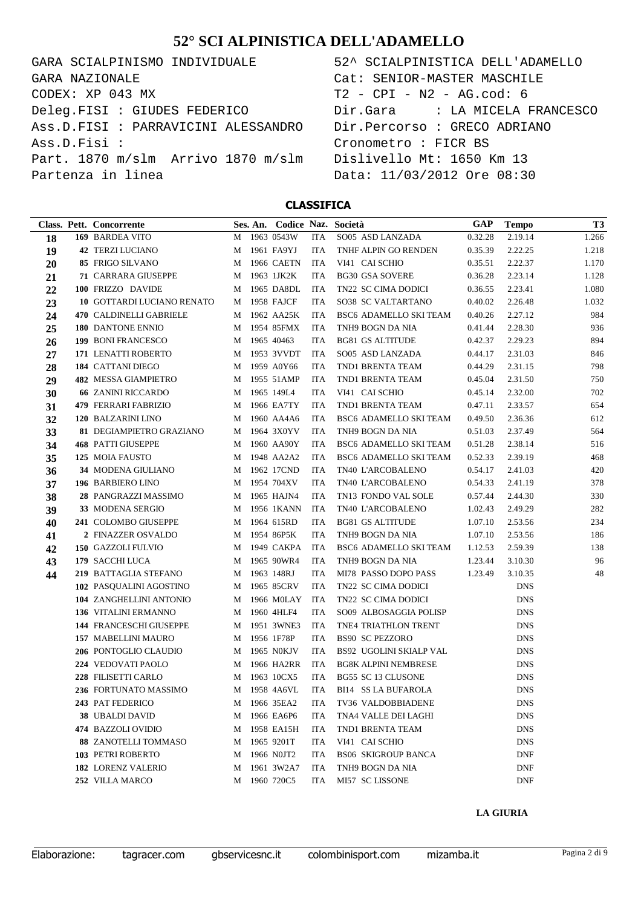# 52° SCI ALPINISTICA DELL'ADAMELLO

GARA SCIALPINISMO INDIVIDUALE
GARA NAZIONALE
CODEX: XP 043 MX
Deleg.FISI : GIUDES FEDERICO
Ass.D.FISI : PARRAVICINI ALESSANDRO
Ass.D.Fisi :
Part. 1870 m/slm Arrivo 1870 m/slm
Partenza in linea

52^ SCIALPINISTICA DELL'ADAMELLO
Cat: SENIOR-MASTER MASCHILE
T2 - CPI - N2 - AG.cod: 6
Dir.Gara : LA MICELA FRANCESCO
Dir.Percorso : GRECO ADRIANO
Cronometro : FICR BS
Dislivello Mt: 1650 Km 13
Data: 11/03/2012 Ore 08:30

## CLASSIFICA

| Class. | Pett. | Concorrente | Ses. | An. | Codice | Naz. | Società | GAP | Tempo | T3 |
|---|---|---|---|---|---|---|---|---|---|---|
| 18 | 169 | BARDEA VITO | M | 1963 | 0543W | ITA | SO05 ASD LANZADA | 0.32.28 | 2.19.14 | 1.266 |
| 19 | 42 | TERZI LUCIANO | M | 1961 | FA9YJ | ITA | TNHF ALPIN GO RENDEN | 0.35.39 | 2.22.25 | 1.218 |
| 20 | 85 | FRIGO SILVANO | M | 1966 | CAETN | ITA | VI41 CAI SCHIO | 0.35.51 | 2.22.37 | 1.170 |
| 21 | 71 | CARRARA GIUSEPPE | M | 1963 | 1JK2K | ITA | BG30 GSA SOVERE | 0.36.28 | 2.23.14 | 1.128 |
| 22 | 100 | FRIZZO DAVIDE | M | 1965 | DA8DL | ITA | TN22 SC CIMA DODICI | 0.36.55 | 2.23.41 | 1.080 |
| 23 | 10 | GOTTARDI LUCIANO RENATO | M | 1958 | FAJCF | ITA | SO38 SC VALTARTANO | 0.40.02 | 2.26.48 | 1.032 |
| 24 | 470 | CALDINELLI GABRIELE | M | 1962 | AA25K | ITA | BSC6 ADAMELLO SKI TEAM | 0.40.26 | 2.27.12 | 984 |
| 25 | 180 | DANTONE ENNIO | M | 1954 | 85FMX | ITA | TNH9 BOGN DA NIA | 0.41.44 | 2.28.30 | 936 |
| 26 | 199 | BONI FRANCESCO | M | 1965 | 40463 | ITA | BG81 GS ALTITUDE | 0.42.37 | 2.29.23 | 894 |
| 27 | 171 | LENATTI ROBERTO | M | 1953 | 3VVDT | ITA | SO05 ASD LANZADA | 0.44.17 | 2.31.03 | 846 |
| 28 | 184 | CATTANI DIEGO | M | 1959 | A0Y66 | ITA | TND1 BRENTA TEAM | 0.44.29 | 2.31.15 | 798 |
| 29 | 482 | MESSA GIAMPIETRO | M | 1955 | 51AMP | ITA | TND1 BRENTA TEAM | 0.45.04 | 2.31.50 | 750 |
| 30 | 66 | ZANINI RICCARDO | M | 1965 | 149L4 | ITA | VI41 CAI SCHIO | 0.45.14 | 2.32.00 | 702 |
| 31 | 479 | FERRARI FABRIZIO | M | 1966 | EA7TY | ITA | TND1 BRENTA TEAM | 0.47.11 | 2.33.57 | 654 |
| 32 | 120 | BALZARINI LINO | M | 1960 | AA4A6 | ITA | BSC6 ADAMELLO SKI TEAM | 0.49.50 | 2.36.36 | 612 |
| 33 | 81 | DEGIAMPIETRO GRAZIANO | M | 1964 | 3X0YV | ITA | TNH9 BOGN DA NIA | 0.51.03 | 2.37.49 | 564 |
| 34 | 468 | PATTI GIUSEPPE | M | 1960 | AA90Y | ITA | BSC6 ADAMELLO SKI TEAM | 0.51.28 | 2.38.14 | 516 |
| 35 | 125 | MOIA FAUSTO | M | 1948 | AA2A2 | ITA | BSC6 ADAMELLO SKI TEAM | 0.52.33 | 2.39.19 | 468 |
| 36 | 34 | MODENA GIULIANO | M | 1962 | 17CND | ITA | TN40 L'ARCOBALENO | 0.54.17 | 2.41.03 | 420 |
| 37 | 196 | BARBIERO LINO | M | 1954 | 704XV | ITA | TN40 L'ARCOBALENO | 0.54.33 | 2.41.19 | 378 |
| 38 | 28 | PANGRAZZI MASSIMO | M | 1965 | HAJN4 | ITA | TN13 FONDO VAL SOLE | 0.57.44 | 2.44.30 | 330 |
| 39 | 33 | MODENA SERGIO | M | 1956 | 1KANN | ITA | TN40 L'ARCOBALENO | 1.02.43 | 2.49.29 | 282 |
| 40 | 241 | COLOMBO GIUSEPPE | M | 1964 | 615RD | ITA | BG81 GS ALTITUDE | 1.07.10 | 2.53.56 | 234 |
| 41 | 2 | FINAZZER OSVALDO | M | 1954 | 86P5K | ITA | TNH9 BOGN DA NIA | 1.07.10 | 2.53.56 | 186 |
| 42 | 150 | GAZZOLI FULVIO | M | 1949 | CAKPA | ITA | BSC6 ADAMELLO SKI TEAM | 1.12.53 | 2.59.39 | 138 |
| 43 | 179 | SACCHI LUCA | M | 1965 | 90WR4 | ITA | TNH9 BOGN DA NIA | 1.23.44 | 3.10.30 | 96 |
| 44 | 219 | BATTAGLIA STEFANO | M | 1963 | 148RJ | ITA | MI78 PASSO DOPO PASS | 1.23.49 | 3.10.35 | 48 |
| | 102 | PASQUALINI AGOSTINO | M | 1965 | 85CRV | ITA | TN22 SC CIMA DODICI | | DNS | |
| | 104 | ZANGHELLINI ANTONIO | M | 1966 | M0LAY | ITA | TN22 SC CIMA DODICI | | DNS | |
| | 136 | VITALINI ERMANNO | M | 1960 | 4HLF4 | ITA | SO09 ALBOSAGGIA POLISP | | DNS | |
| | 144 | FRANCESCHI GIUSEPPE | M | 1951 | 3WNE3 | ITA | TNE4 TRIATHLON TRENT | | DNS | |
| | 157 | MABELLINI MAURO | M | 1956 | 1F78P | ITA | BS90 SC PEZZORO | | DNS | |
| | 206 | PONTOGLIO CLAUDIO | M | 1965 | N0KJV | ITA | BS92 UGOLINI SKIALP VAL | | DNS | |
| | 224 | VEDOVATI PAOLO | M | 1966 | HA2RR | ITA | BG8K ALPINI NEMBRESE | | DNS | |
| | 228 | FILISETTI CARLO | M | 1963 | 10CX5 | ITA | BG55 SC 13 CLUSONE | | DNS | |
| | 236 | FORTUNATO MASSIMO | M | 1958 | 4A6VL | ITA | BI14 SS LA BUFAROLA | | DNS | |
| | 243 | PAT FEDERICO | M | 1966 | 35EA2 | ITA | TV36 VALDOBBIADENE | | DNS | |
| | 38 | UBALDI DAVID | M | 1966 | EA6P6 | ITA | TNA4 VALLE DEI LAGHI | | DNS | |
| | 474 | BAZZOLI OVIDIO | M | 1958 | EA15H | ITA | TND1 BRENTA TEAM | | DNS | |
| | 88 | ZANOTELLI TOMMASO | M | 1965 | 9201T | ITA | VI41 CAI SCHIO | | DNS | |
| | 103 | PETRI ROBERTO | M | 1966 | N0JT2 | ITA | BS06 SKIGROUP BANCA | | DNF | |
| | 182 | LORENZ VALERIO | M | 1961 | 3W2A7 | ITA | TNH9 BOGN DA NIA | | DNF | |
| | 252 | VILLA MARCO | M | 1960 | 720C5 | ITA | MI57 SC LISSONE | | DNF | |

**LA GIURIA**

Elaborazione: tagracer.com gbservicesnc.it colombinisport.com mizamba.it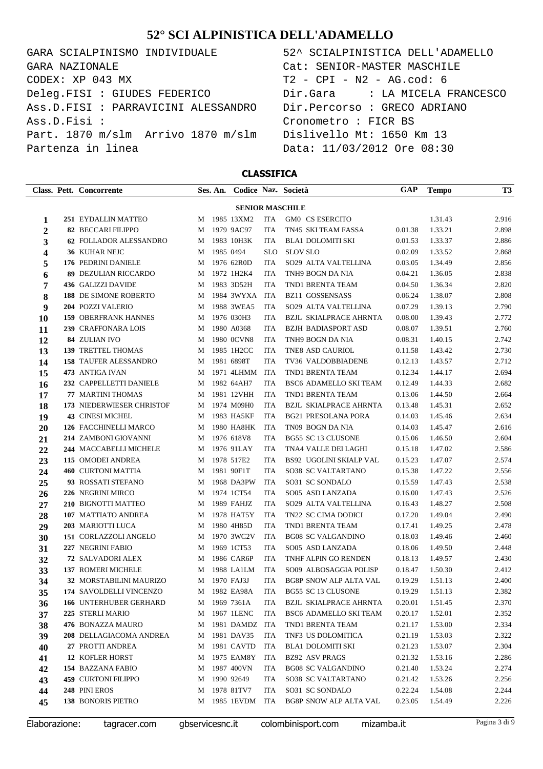# 52° SCI ALPINISTICA DELL'ADAMELLO

GARA SCIALPINISMO INDIVIDUALE
GARA NAZIONALE
CODEX: XP 043 MX
Deleg.FISI : GIUDES FEDERICO
Ass.D.FISI : PARRAVICINI ALESSANDRO
Ass.D.Fisi :
Part. 1870 m/slm Arrivo 1870 m/slm
Partenza in linea

52^ SCIALPINISTICA DELL'ADAMELLO
Cat: SENIOR-MASTER MASCHILE
T2 - CPI - N2 - AG.cod: 6
Dir.Gara : LA MICELA FRANCESCO
Dir.Percorso : GRECO ADRIANO
Cronometro : FICR BS
Dislivello Mt: 1650 Km 13
Data: 11/03/2012 Ore 08:30

## CLASSIFICA

| Class. | Pett. | Concorrente | Ses. | An. | Codice | Naz. | Società | GAP | Tempo | T3 |
|---|---|---|---|---|---|---|---|---|---|---|
| | | **SENIOR MASCHILE** | | | | | | | | |
| 1 | 251 | EYDALLIN MATTEO | M | 1985 | 13XM2 | ITA | GM0 CS ESERCITO | | 1.31.43 | 2.916 |
| 2 | 82 | BECCARI FILIPPO | M | 1979 | 9AC97 | ITA | TN45 SKI TEAM FASSA | 0.01.38 | 1.33.21 | 2.898 |
| 3 | 62 | FOLLADOR ALESSANDRO | M | 1983 | 10H3K | ITA | BLA1 DOLOMITI SKI | 0.01.53 | 1.33.37 | 2.886 |
| 4 | 36 | KUHAR NEJC | M | 1985 | 0494 | SLO | SLOV SLO | 0.02.09 | 1.33.52 | 2.868 |
| 5 | 176 | PEDRINI DANIELE | M | 1976 | 62R0D | ITA | SO29 ALTA VALTELLINA | 0.03.05 | 1.34.49 | 2.856 |
| 6 | 89 | DEZULIAN RICCARDO | M | 1972 | 1H2K4 | ITA | TNH9 BOGN DA NIA | 0.04.21 | 1.36.05 | 2.838 |
| 7 | 436 | GALIZZI DAVIDE | M | 1983 | 3D52H | ITA | TND1 BRENTA TEAM | 0.04.50 | 1.36.34 | 2.820 |
| 8 | 188 | DE SIMONE ROBERTO | M | 1984 | 3WYXA | ITA | BZ11 GOSSENSASS | 0.06.24 | 1.38.07 | 2.808 |
| 9 | 204 | POZZI VALERIO | M | 1988 | 3WEA5 | ITA | SO29 ALTA VALTELLINA | 0.07.29 | 1.39.13 | 2.790 |
| 10 | 159 | OBERFRANK HANNES | M | 1976 | 030H3 | ITA | BZJL SKIALPRACE AHRNTA | 0.08.00 | 1.39.43 | 2.772 |
| 11 | 239 | CRAFFONARA LOIS | M | 1980 | A0368 | ITA | BZJH BADIASPORT ASD | 0.08.07 | 1.39.51 | 2.760 |
| 12 | 84 | ZULIAN IVO | M | 1980 | 0CVN8 | ITA | TNH9 BOGN DA NIA | 0.08.31 | 1.40.15 | 2.742 |
| 13 | 139 | TRETTEL THOMAS | M | 1985 | 1H2CC | ITA | TNE8 ASD CAURIOL | 0.11.58 | 1.43.42 | 2.730 |
| 14 | 158 | TAUFER ALESSANDRO | M | 1981 | 6898T | ITA | TV36 VALDOBBIADENE | 0.12.13 | 1.43.57 | 2.712 |
| 15 | 473 | ANTIGA IVAN | M | 1971 | 4LHMM | ITA | TND1 BRENTA TEAM | 0.12.34 | 1.44.17 | 2.694 |
| 16 | 232 | CAPPELLETTI DANIELE | M | 1982 | 64AH7 | ITA | BSC6 ADAMELLO SKI TEAM | 0.12.49 | 1.44.33 | 2.682 |
| 17 | 77 | MARTINI THOMAS | M | 1981 | 12VHH | ITA | TND1 BRENTA TEAM | 0.13.06 | 1.44.50 | 2.664 |
| 18 | 173 | NIEDERWIESER CHRISTOF | M | 1974 | M09H0 | ITA | BZJL SKIALPRACE AHRNTA | 0.13.48 | 1.45.31 | 2.652 |
| 19 | 43 | CINESI MICHEL | M | 1983 | HA5KF | ITA | BG21 PRESOLANA PORA | 0.14.03 | 1.45.46 | 2.634 |
| 20 | 126 | FACCHINELLI MARCO | M | 1980 | HA8HK | ITA | TN09 BOGN DA NIA | 0.14.03 | 1.45.47 | 2.616 |
| 21 | 214 | ZAMBONI GIOVANNI | M | 1976 | 618V8 | ITA | BG55 SC 13 CLUSONE | 0.15.06 | 1.46.50 | 2.604 |
| 22 | 244 | MACCABELLI MICHELE | M | 1976 | 91LAY | ITA | TNA4 VALLE DEI LAGHI | 0.15.18 | 1.47.02 | 2.586 |
| 23 | 115 | OMODEI ANDREA | M | 1978 | 517E2 | ITA | BS92 UGOLINI SKIALP VAL | 0.15.23 | 1.47.07 | 2.574 |
| 24 | 460 | CURTONI MATTIA | M | 1981 | 90F1T | ITA | SO38 SC VALTARTANO | 0.15.38 | 1.47.22 | 2.556 |
| 25 | 93 | ROSSATI STEFANO | M | 1968 | DA3PW | ITA | SO31 SC SONDALO | 0.15.59 | 1.47.43 | 2.538 |
| 26 | 226 | NEGRINI MIRCO | M | 1974 | 1CT54 | ITA | SO05 ASD LANZADA | 0.16.00 | 1.47.43 | 2.526 |
| 27 | 210 | BIGNOTTI MATTEO | M | 1989 | FAHJZ | ITA | SO29 ALTA VALTELLINA | 0.16.43 | 1.48.27 | 2.508 |
| 28 | 107 | MATTIATO ANDREA | M | 1978 | HAT5Y | ITA | TN22 SC CIMA DODICI | 0.17.20 | 1.49.04 | 2.490 |
| 29 | 203 | MARIOTTI LUCA | M | 1980 | 4H85D | ITA | TND1 BRENTA TEAM | 0.17.41 | 1.49.25 | 2.478 |
| 30 | 151 | CORLAZZOLI ANGELO | M | 1970 | 3WC2V | ITA | BG08 SC VALGANDINO | 0.18.03 | 1.49.46 | 2.460 |
| 31 | 227 | NEGRINI FABIO | M | 1969 | 1CT53 | ITA | SO05 ASD LANZADA | 0.18.06 | 1.49.50 | 2.448 |
| 32 | 72 | SALVADORI ALEX | M | 1986 | CAR6P | ITA | TNHF ALPIN GO RENDEN | 0.18.13 | 1.49.57 | 2.430 |
| 33 | 137 | ROMERI MICHELE | M | 1988 | LA1LM | ITA | SO09 ALBOSAGGIA POLISP | 0.18.47 | 1.50.30 | 2.412 |
| 34 | 32 | MORSTABILINI MAURIZO | M | 1970 | FAJ3J | ITA | BG8P SNOW ALP ALTA VAL | 0.19.29 | 1.51.13 | 2.400 |
| 35 | 174 | SAVOLDELLI VINCENZO | M | 1982 | EA98A | ITA | BG55 SC 13 CLUSONE | 0.19.29 | 1.51.13 | 2.382 |
| 36 | 166 | UNTERHUBER GERHARD | M | 1969 | 7361A | ITA | BZJL SKIALPRACE AHRNTA | 0.20.01 | 1.51.45 | 2.370 |
| 37 | 225 | STERLI MARIO | M | 1967 | 1LENC | ITA | BSC6 ADAMELLO SKI TEAM | 0.20.17 | 1.52.01 | 2.352 |
| 38 | 476 | BONAZZA MAURO | M | 1981 | DAMDZ | ITA | TND1 BRENTA TEAM | 0.21.17 | 1.53.00 | 2.334 |
| 39 | 208 | DELLAGIACOMA ANDREA | M | 1981 | DAV35 | ITA | TNF3 US DOLOMITICA | 0.21.19 | 1.53.03 | 2.322 |
| 40 | 27 | PROTTI ANDREA | M | 1981 | CAVTD | ITA | BLA1 DOLOMITI SKI | 0.21.23 | 1.53.07 | 2.304 |
| 41 | 12 | KOFLER HORST | M | 1975 | EAM8Y | ITA | BZ92 ASV PRAGS | 0.21.32 | 1.53.16 | 2.286 |
| 42 | 154 | BAZZANA FABIO | M | 1987 | 400VN | ITA | BG08 SC VALGANDINO | 0.21.40 | 1.53.24 | 2.274 |
| 43 | 459 | CURTONI FILIPPO | M | 1990 | 92649 | ITA | SO38 SC VALTARTANO | 0.21.42 | 1.53.26 | 2.256 |
| 44 | 248 | PINI EROS | M | 1978 | 81TV7 | ITA | SO31 SC SONDALO | 0.22.24 | 1.54.08 | 2.244 |
| 45 | 138 | BONORIS PIETRO | M | 1985 | 1EVDM | ITA | BG8P SNOW ALP ALTA VAL | 0.23.05 | 1.54.49 | 2.226 |

Elaborazione: tagracer.com gbservicesnc.it colombinisport.com mizamba.it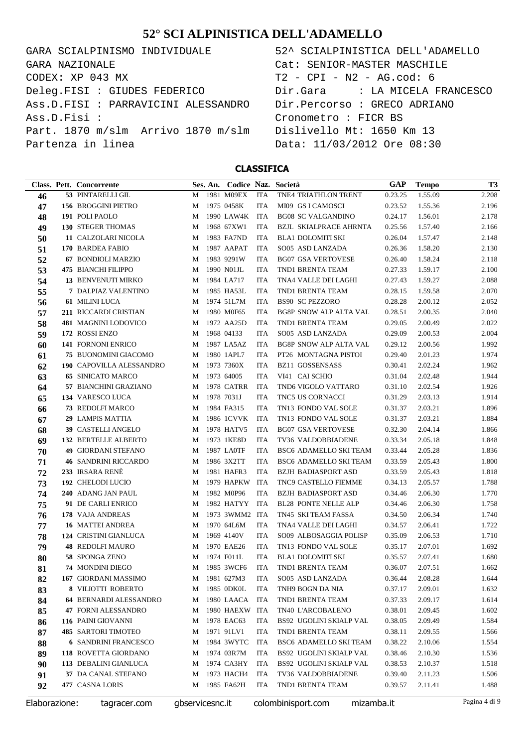# 52° SCI ALPINISTICA DELL'ADAMELLO

GARA SCIALPINISMO INDIVIDUALE
GARA NAZIONALE
CODEX: XP 043 MX
Deleg.FISI : GIUDES FEDERICO
Ass.D.FISI : PARRAVICINI ALESSANDRO
Ass.D.Fisi :
Part. 1870 m/slm Arrivo 1870 m/slm
Partenza in linea

52^ SCIALPINISTICA DELL'ADAMELLO
Cat: SENIOR-MASTER MASCHILE
T2 - CPI - N2 - AG.cod: 6
Dir.Gara : LA MICELA FRANCESCO
Dir.Percorso : GRECO ADRIANO
Cronometro : FICR BS
Dislivello Mt: 1650 Km 13
Data: 11/03/2012 Ore 08:30

## CLASSIFICA

| Class. | Pett. | Concorrente | Ses. | An. | Codice | Naz. | Società | GAP | Tempo | T3 |
|---|---|---|---|---|---|---|---|---|---|---|
| 46 | 53 | PINTARELLI GIL | M | 1981 | M09EX | ITA | TNE4 TRIATHLON TRENT | 0.23.25 | 1.55.09 | 2.208 |
| 47 | 156 | BROGGINI PIETRO | M | 1975 | 0458K | ITA | MI09 GS I CAMOSCI | 0.23.52 | 1.55.36 | 2.196 |
| 48 | 191 | POLI PAOLO | M | 1990 | LAW4K | ITA | BG08 SC VALGANDINO | 0.24.17 | 1.56.01 | 2.178 |
| 49 | 130 | STEGER THOMAS | M | 1968 | 67XW1 | ITA | BZJL SKIALPRACE AHRNTA | 0.25.56 | 1.57.40 | 2.166 |
| 50 | 11 | CALZOLARI NICOLA | M | 1983 | FA7ND | ITA | BLA1 DOLOMITI SKI | 0.26.04 | 1.57.47 | 2.148 |
| 51 | 170 | BARDEA FABIO | M | 1987 | AAPAT | ITA | SO05 ASD LANZADA | 0.26.36 | 1.58.20 | 2.130 |
| 52 | 67 | BONDIOLI MARZIO | M | 1983 | 9291W | ITA | BG07 GSA VERTOVESE | 0.26.40 | 1.58.24 | 2.118 |
| 53 | 475 | BIANCHI FILIPPO | M | 1990 | N01JL | ITA | TND1 BRENTA TEAM | 0.27.33 | 1.59.17 | 2.100 |
| 54 | 13 | BENVENUTI MIRKO | M | 1984 | LA717 | ITA | TNA4 VALLE DEI LAGHI | 0.27.43 | 1.59.27 | 2.088 |
| 55 | 7 | DALPIAZ VALENTINO | M | 1985 | HA53L | ITA | TND1 BRENTA TEAM | 0.28.15 | 1.59.58 | 2.070 |
| 56 | 61 | MILINI LUCA | M | 1974 | 51L7M | ITA | BS90 SC PEZZORO | 0.28.28 | 2.00.12 | 2.052 |
| 57 | 211 | RICCARDI CRISTIAN | M | 1980 | M0F65 | ITA | BG8P SNOW ALP ALTA VAL | 0.28.51 | 2.00.35 | 2.040 |
| 58 | 481 | MAGNINI LODOVICO | M | 1972 | AA25D | ITA | TND1 BRENTA TEAM | 0.29.05 | 2.00.49 | 2.022 |
| 59 | 172 | ROSSI ENZO | M | 1968 | 04133 | ITA | SO05 ASD LANZADA | 0.29.09 | 2.00.53 | 2.004 |
| 60 | 141 | FORNONI ENRICO | M | 1987 | LA5AZ | ITA | BG8P SNOW ALP ALTA VAL | 0.29.12 | 2.00.56 | 1.992 |
| 61 | 75 | BUONOMINI GIACOMO | M | 1980 | 1APL7 | ITA | PT26 MONTAGNA PISTOI | 0.29.40 | 2.01.23 | 1.974 |
| 62 | 190 | CAPOVILLA ALESSANDRO | M | 1973 | 7360X | ITA | BZ11 GOSSENSASS | 0.30.41 | 2.02.24 | 1.962 |
| 63 | 65 | SINICATO MARCO | M | 1973 | 64005 | ITA | VI41 CAI SCHIO | 0.31.04 | 2.02.48 | 1.944 |
| 64 | 57 | BIANCHINI GRAZIANO | M | 1978 | CATRR | ITA | TND6 VIGOLO VATTARO | 0.31.10 | 2.02.54 | 1.926 |
| 65 | 134 | VARESCO LUCA | M | 1978 | 7031J | ITA | TNC5 US CORNACCI | 0.31.29 | 2.03.13 | 1.914 |
| 66 | 73 | REDOLFI MARCO | M | 1984 | FA315 | ITA | TN13 FONDO VAL SOLE | 0.31.37 | 2.03.21 | 1.896 |
| 67 | 29 | LAMPIS MATTIA | M | 1986 | 1CVVK | ITA | TN13 FONDO VAL SOLE | 0.31.37 | 2.03.21 | 1.884 |
| 68 | 39 | CASTELLI ANGELO | M | 1978 | HATV5 | ITA | BG07 GSA VERTOVESE | 0.32.30 | 2.04.14 | 1.866 |
| 69 | 132 | BERTELLE ALBERTO | M | 1973 | 1KE8D | ITA | TV36 VALDOBBIADENE | 0.33.34 | 2.05.18 | 1.848 |
| 70 | 49 | GIORDANI STEFANO | M | 1987 | LA0TF | ITA | BSC6 ADAMELLO SKI TEAM | 0.33.44 | 2.05.28 | 1.836 |
| 71 | 46 | SANDRINI RICCARDO | M | 1986 | 3X2TT | ITA | BSC6 ADAMELLO SKI TEAM | 0.33.59 | 2.05.43 | 1.800 |
| 72 | 233 | IRSARA RENÈ | M | 1981 | HAFR3 | ITA | BZJH BADIASPORT ASD | 0.33.59 | 2.05.43 | 1.818 |
| 73 | 192 | CHELODI LUCIO | M | 1979 | HAPKW | ITA | TNC9 CASTELLO FIEMME | 0.34.13 | 2.05.57 | 1.788 |
| 74 | 240 | ADANG JAN PAUL | M | 1982 | M0P96 | ITA | BZJH BADIASPORT ASD | 0.34.46 | 2.06.30 | 1.770 |
| 75 | 91 | DE CARLI ENRICO | M | 1982 | HATYY | ITA | BL28 PONTE NELLE ALP | 0.34.46 | 2.06.30 | 1.758 |
| 76 | 178 | VAJA ANDREAS | M | 1973 | 3WMM2 | ITA | TN45 SKI TEAM FASSA | 0.34.50 | 2.06.34 | 1.740 |
| 77 | 16 | MATTEI ANDREA | M | 1970 | 64L6M | ITA | TNA4 VALLE DEI LAGHI | 0.34.57 | 2.06.41 | 1.722 |
| 78 | 124 | CRISTINI GIANLUCA | M | 1969 | 4140V | ITA | SO09 ALBOSAGGIA POLISP | 0.35.09 | 2.06.53 | 1.710 |
| 79 | 48 | REDOLFI MAURO | M | 1970 | EAE26 | ITA | TN13 FONDO VAL SOLE | 0.35.17 | 2.07.01 | 1.692 |
| 80 | 58 | SPONGA ZENO | M | 1974 | F011L | ITA | BLA1 DOLOMITI SKI | 0.35.57 | 2.07.41 | 1.680 |
| 81 | 74 | MONDINI DIEGO | M | 1985 | 3WCF6 | ITA | TND1 BRENTA TEAM | 0.36.07 | 2.07.51 | 1.662 |
| 82 | 167 | GIORDANI MASSIMO | M | 1981 | 627M3 | ITA | SO05 ASD LANZADA | 0.36.44 | 2.08.28 | 1.644 |
| 83 | 8 | VILIOTTI ROBERTO | M | 1985 | 0DK0L | ITA | TNH9 BOGN DA NIA | 0.37.17 | 2.09.01 | 1.632 |
| 84 | 64 | BERNARDI ALESSANDRO | M | 1980 | LAACA | ITA | TND1 BRENTA TEAM | 0.37.33 | 2.09.17 | 1.614 |
| 85 | 47 | FORNI ALESSANDRO | M | 1980 | HAEXW | ITA | TN40 L'ARCOBALENO | 0.38.01 | 2.09.45 | 1.602 |
| 86 | 116 | PAINI GIOVANNI | M | 1978 | EAC63 | ITA | BS92 UGOLINI SKIALP VAL | 0.38.05 | 2.09.49 | 1.584 |
| 87 | 485 | SARTORI TIMOTEO | M | 1971 | 91LV1 | ITA | TND1 BRENTA TEAM | 0.38.11 | 2.09.55 | 1.566 |
| 88 | 6 | SANDRINI FRANCESCO | M | 1984 | 3WYTC | ITA | BSC6 ADAMELLO SKI TEAM | 0.38.22 | 2.10.06 | 1.554 |
| 89 | 118 | ROVETTA GIORDANO | M | 1974 | 03R7M | ITA | BS92 UGOLINI SKIALP VAL | 0.38.46 | 2.10.30 | 1.536 |
| 90 | 113 | DEBALINI GIANLUCA | M | 1974 | CA3HY | ITA | BS92 UGOLINI SKIALP VAL | 0.38.53 | 2.10.37 | 1.518 |
| 91 | 37 | DA CANAL STEFANO | M | 1973 | HACH4 | ITA | TV36 VALDOBBIADENE | 0.39.40 | 2.11.23 | 1.506 |
| 92 | 477 | CASNA LORIS | M | 1985 | FA62H | ITA | TND1 BRENTA TEAM | 0.39.57 | 2.11.41 | 1.488 |

Elaborazione: tagracer.com gbservicesnc.it colombinisport.com mizamba.it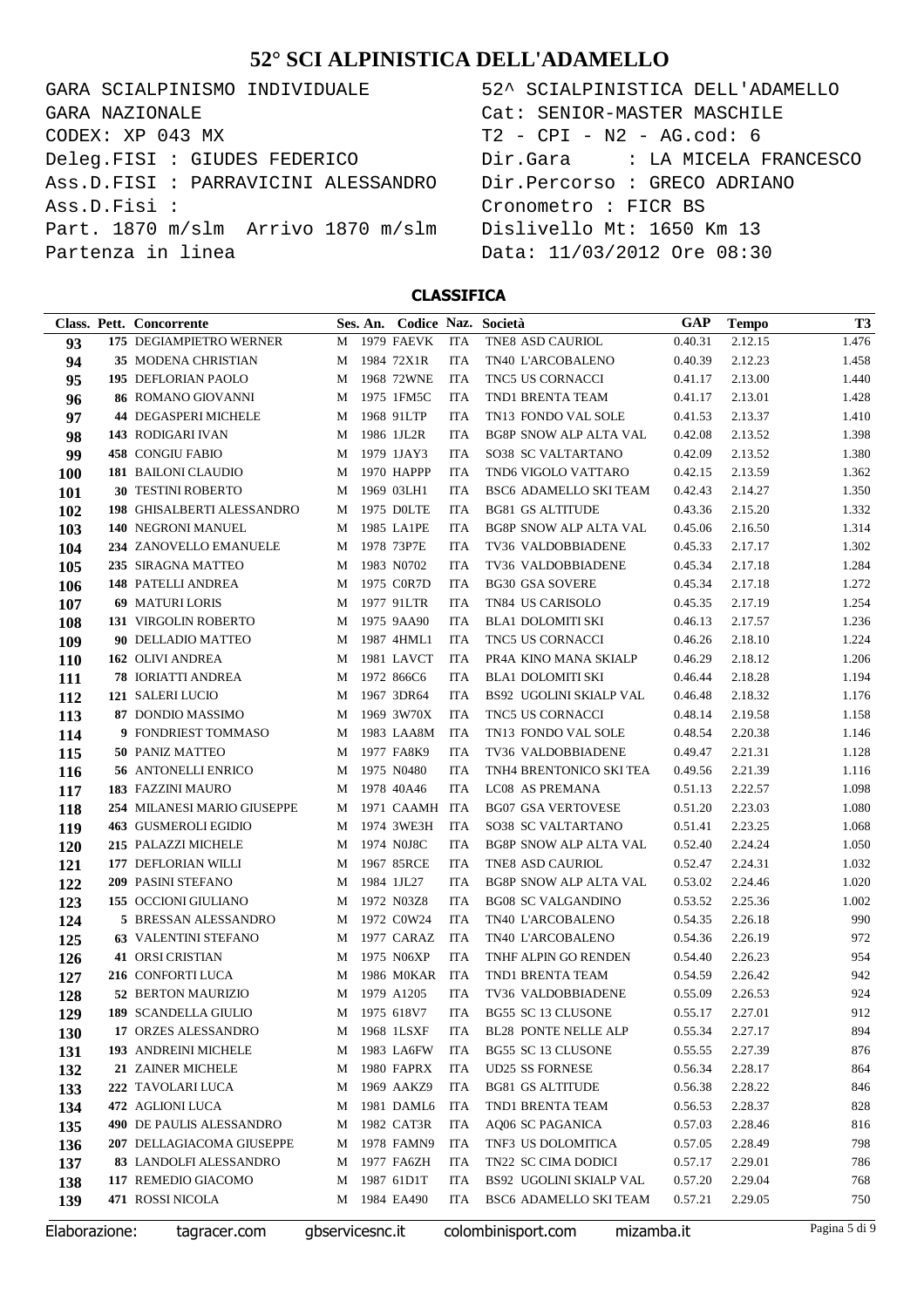# 52° SCI ALPINISTICA DELL'ADAMELLO

GARA SCIALPINISMO INDIVIDUALE
GARA NAZIONALE
CODEX: XP 043 MX
Deleg.FISI : GIUDES FEDERICO
Ass.D.FISI : PARRAVICINI ALESSANDRO
Ass.D.Fisi :
Part. 1870 m/slm Arrivo 1870 m/slm
Partenza in linea

52^ SCIALPINISTICA DELL'ADAMELLO
Cat: SENIOR-MASTER MASCHILE
T2 - CPI - N2 - AG.cod: 6
Dir.Gara : LA MICELA FRANCESCO
Dir.Percorso : GRECO ADRIANO
Cronometro : FICR BS
Dislivello Mt: 1650 Km 13
Data: 11/03/2012 Ore 08:30

## CLASSIFICA

| Class. | Pett. | Concorrente | Ses. | An. | Codice | Naz. | Società | GAP | Tempo | T3 |
|---|---|---|---|---|---|---|---|---|---|---|
| 93 | 175 | DEGIAMPIETRO WERNER | M | 1979 | FAEVK | ITA | TNE8 ASD CAURIOL | 0.40.31 | 2.12.15 | 1.476 |
| 94 | 35 | MODENA CHRISTIAN | M | 1984 | 72X1R | ITA | TN40 L'ARCOBALENO | 0.40.39 | 2.12.23 | 1.458 |
| 95 | 195 | DEFLORIAN PAOLO | M | 1968 | 72WNE | ITA | TNC5 US CORNACCI | 0.41.17 | 2.13.00 | 1.440 |
| 96 | 86 | ROMANO GIOVANNI | M | 1975 | 1FM5C | ITA | TND1 BRENTA TEAM | 0.41.17 | 2.13.01 | 1.428 |
| 97 | 44 | DEGASPERI MICHELE | M | 1968 | 91LTP | ITA | TN13 FONDO VAL SOLE | 0.41.53 | 2.13.37 | 1.410 |
| 98 | 143 | RODIGARI IVAN | M | 1986 | 1JL2R | ITA | BG8P SNOW ALP ALTA VAL | 0.42.08 | 2.13.52 | 1.398 |
| 99 | 458 | CONGIU FABIO | M | 1979 | 1JAY3 | ITA | SO38 SC VALTARTANO | 0.42.09 | 2.13.52 | 1.380 |
| 100 | 181 | BAILONI CLAUDIO | M | 1970 | HAPPP | ITA | TND6 VIGOLO VATTARO | 0.42.15 | 2.13.59 | 1.362 |
| 101 | 30 | TESTINI ROBERTO | M | 1969 | 03LH1 | ITA | BSC6 ADAMELLO SKI TEAM | 0.42.43 | 2.14.27 | 1.350 |
| 102 | 198 | GHISALBERTI ALESSANDRO | M | 1975 | D0LTE | ITA | BG81 GS ALTITUDE | 0.43.36 | 2.15.20 | 1.332 |
| 103 | 140 | NEGRONI MANUEL | M | 1985 | LA1PE | ITA | BG8P SNOW ALP ALTA VAL | 0.45.06 | 2.16.50 | 1.314 |
| 104 | 234 | ZANOVELLO EMANUELE | M | 1978 | 73P7E | ITA | TV36 VALDOBBIADENE | 0.45.33 | 2.17.17 | 1.302 |
| 105 | 235 | SIRAGNA MATTEO | M | 1983 | N0702 | ITA | TV36 VALDOBBIADENE | 0.45.34 | 2.17.18 | 1.284 |
| 106 | 148 | PATELLI ANDREA | M | 1975 | C0R7D | ITA | BG30 GSA SOVERE | 0.45.34 | 2.17.18 | 1.272 |
| 107 | 69 | MATURI LORIS | M | 1977 | 91LTR | ITA | TN84 US CARISOLO | 0.45.35 | 2.17.19 | 1.254 |
| 108 | 131 | VIRGOLIN ROBERTO | M | 1975 | 9AA90 | ITA | BLA1 DOLOMITI SKI | 0.46.13 | 2.17.57 | 1.236 |
| 109 | 90 | DELLADIO MATTEO | M | 1987 | 4HML1 | ITA | TNC5 US CORNACCI | 0.46.26 | 2.18.10 | 1.224 |
| 110 | 162 | OLIVI ANDREA | M | 1981 | LAVCT | ITA | PR4A KINO MANA SKIALP | 0.46.29 | 2.18.12 | 1.206 |
| 111 | 78 | IORIATTI ANDREA | M | 1972 | 866C6 | ITA | BLA1 DOLOMITI SKI | 0.46.44 | 2.18.28 | 1.194 |
| 112 | 121 | SALERI LUCIO | M | 1967 | 3DR64 | ITA | BS92 UGOLINI SKIALP VAL | 0.46.48 | 2.18.32 | 1.176 |
| 113 | 87 | DONDIO MASSIMO | M | 1969 | 3W70X | ITA | TNC5 US CORNACCI | 0.48.14 | 2.19.58 | 1.158 |
| 114 | 9 | FONDRIEST TOMMASO | M | 1983 | LAA8M | ITA | TN13 FONDO VAL SOLE | 0.48.54 | 2.20.38 | 1.146 |
| 115 | 50 | PANIZ MATTEO | M | 1977 | FA8K9 | ITA | TV36 VALDOBBIADENE | 0.49.47 | 2.21.31 | 1.128 |
| 116 | 56 | ANTONELLI ENRICO | M | 1975 | N0480 | ITA | TNH4 BRENTONICO SKI TEA | 0.49.56 | 2.21.39 | 1.116 |
| 117 | 183 | FAZZINI MAURO | M | 1978 | 40A46 | ITA | LC08 AS PREMANA | 0.51.13 | 2.22.57 | 1.098 |
| 118 | 254 | MILANESI MARIO GIUSEPPE | M | 1971 | CAAMH | ITA | BG07 GSA VERTOVESE | 0.51.20 | 2.23.03 | 1.080 |
| 119 | 463 | GUSMEROLI EGIDIO | M | 1974 | 3WE3H | ITA | SO38 SC VALTARTANO | 0.51.41 | 2.23.25 | 1.068 |
| 120 | 215 | PALAZZI MICHELE | M | 1974 | N0J8C | ITA | BG8P SNOW ALP ALTA VAL | 0.52.40 | 2.24.24 | 1.050 |
| 121 | 177 | DEFLORIAN WILLI | M | 1967 | 85RCE | ITA | TNE8 ASD CAURIOL | 0.52.47 | 2.24.31 | 1.032 |
| 122 | 209 | PASINI STEFANO | M | 1984 | 1JL27 | ITA | BG8P SNOW ALP ALTA VAL | 0.53.02 | 2.24.46 | 1.020 |
| 123 | 155 | OCCIONI GIULIANO | M | 1972 | N03Z8 | ITA | BG08 SC VALGANDINO | 0.53.52 | 2.25.36 | 1.002 |
| 124 | 5 | BRESSAN ALESSANDRO | M | 1972 | C0W24 | ITA | TN40 L'ARCOBALENO | 0.54.35 | 2.26.18 | 990 |
| 125 | 63 | VALENTINI STEFANO | M | 1977 | CARAZ | ITA | TN40 L'ARCOBALENO | 0.54.36 | 2.26.19 | 972 |
| 126 | 41 | ORSI CRISTIAN | M | 1975 | N06XP | ITA | TNHF ALPIN GO RENDEN | 0.54.40 | 2.26.23 | 954 |
| 127 | 216 | CONFORTI LUCA | M | 1986 | M0KAR | ITA | TND1 BRENTA TEAM | 0.54.59 | 2.26.42 | 942 |
| 128 | 52 | BERTON MAURIZIO | M | 1979 | A1205 | ITA | TV36 VALDOBBIADENE | 0.55.09 | 2.26.53 | 924 |
| 129 | 189 | SCANDELLA GIULIO | M | 1975 | 618V7 | ITA | BG55 SC 13 CLUSONE | 0.55.17 | 2.27.01 | 912 |
| 130 | 17 | ORZES ALESSANDRO | M | 1968 | 1LSXF | ITA | BL28 PONTE NELLE ALP | 0.55.34 | 2.27.17 | 894 |
| 131 | 193 | ANDREINI MICHELE | M | 1983 | LA6FW | ITA | BG55 SC 13 CLUSONE | 0.55.55 | 2.27.39 | 876 |
| 132 | 21 | ZAINER MICHELE | M | 1980 | FAPRX | ITA | UD25 SS FORNESE | 0.56.34 | 2.28.17 | 864 |
| 133 | 222 | TAVOLARI LUCA | M | 1969 | AAKZ9 | ITA | BG81 GS ALTITUDE | 0.56.38 | 2.28.22 | 846 |
| 134 | 472 | AGLIONI LUCA | M | 1981 | DAML6 | ITA | TND1 BRENTA TEAM | 0.56.53 | 2.28.37 | 828 |
| 135 | 490 | DE PAULIS ALESSANDRO | M | 1982 | CAT3R | ITA | AQ06 SC PAGANICA | 0.57.03 | 2.28.46 | 816 |
| 136 | 207 | DELLAGIACOMA GIUSEPPE | M | 1978 | FAMN9 | ITA | TNF3 US DOLOMITICA | 0.57.05 | 2.28.49 | 798 |
| 137 | 83 | LANDOLFI ALESSANDRO | M | 1977 | FA6ZH | ITA | TN22 SC CIMA DODICI | 0.57.17 | 2.29.01 | 786 |
| 138 | 117 | REMEDIO GIACOMO | M | 1987 | 61D1T | ITA | BS92 UGOLINI SKIALP VAL | 0.57.20 | 2.29.04 | 768 |
| 139 | 471 | ROSSI NICOLA | M | 1984 | EA490 | ITA | BSC6 ADAMELLO SKI TEAM | 0.57.21 | 2.29.05 | 750 |

Elaborazione: tagracer.com gbservicesnc.it colombinisport.com mizamba.it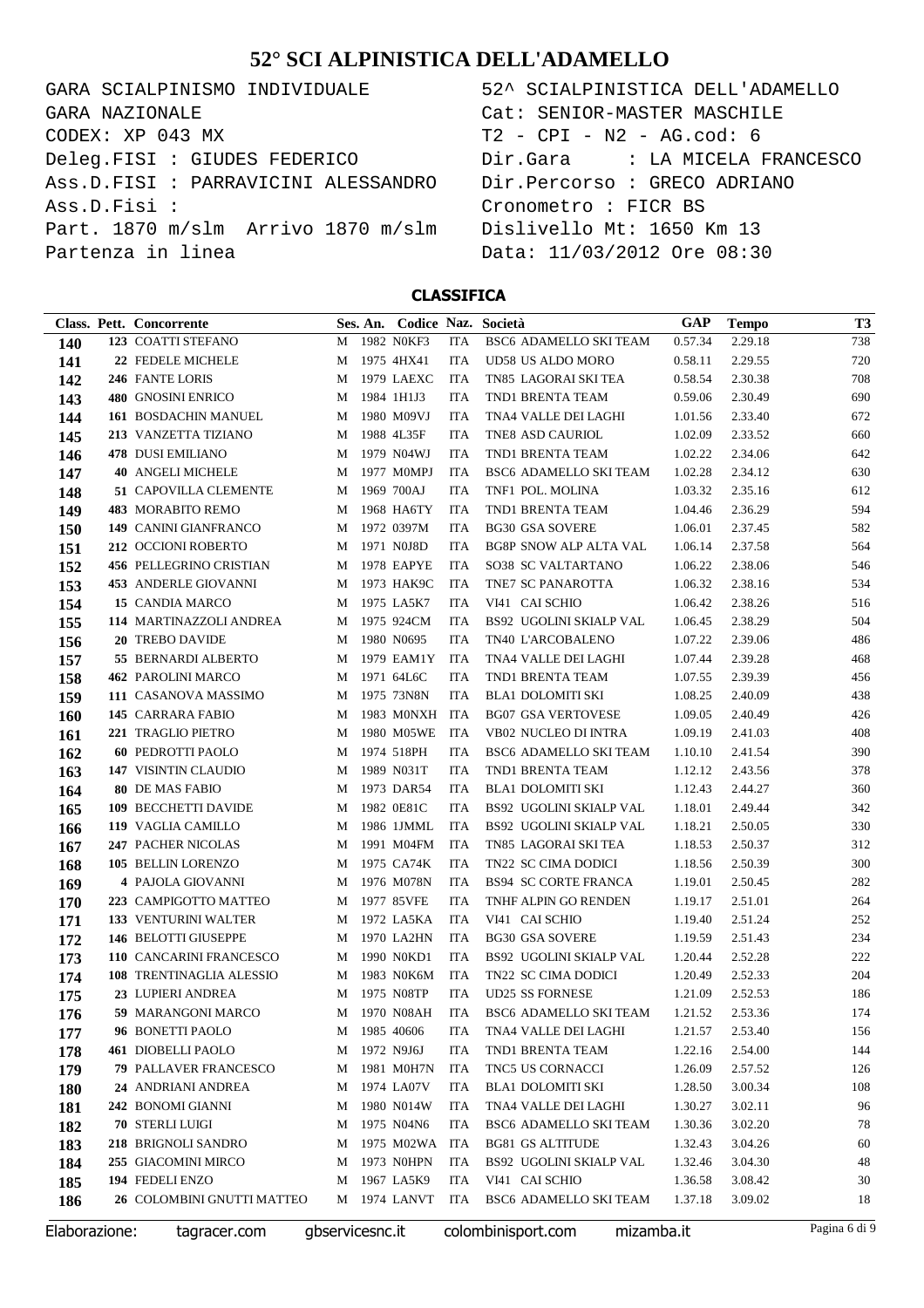# 52° SCI ALPINISTICA DELL'ADAMELLO

GARA SCIALPINISMO INDIVIDUALE
GARA NAZIONALE
CODEX: XP 043 MX
Deleg.FISI : GIUDES FEDERICO
Ass.D.FISI : PARRAVICINI ALESSANDRO
Ass.D.Fisi :
Part. 1870 m/slm Arrivo 1870 m/slm
Partenza in linea

52^ SCIALPINISTICA DELL'ADAMELLO
Cat: SENIOR-MASTER MASCHILE
T2 - CPI - N2 - AG.cod: 6
Dir.Gara : LA MICELA FRANCESCO
Dir.Percorso : GRECO ADRIANO
Cronometro : FICR BS
Dislivello Mt: 1650 Km 13
Data: 11/03/2012 Ore 08:30

## CLASSIFICA

| Class. | Pett. | Concorrente | Ses. | An. | Codice | Naz. | Società | GAP | Tempo | T3 |
|---|---|---|---|---|---|---|---|---|---|---|
| 140 | 123 | COATTI STEFANO | M | 1982 | N0KF3 | ITA | BSC6 ADAMELLO SKI TEAM | 0.57.34 | 2.29.18 | 738 |
| 141 | 22 | FEDELE MICHELE | M | 1975 | 4HX41 | ITA | UD58 US ALDO MORO | 0.58.11 | 2.29.55 | 720 |
| 142 | 246 | FANTE LORIS | M | 1979 | LAEXC | ITA | TN85 LAGORAI SKI TEA | 0.58.54 | 2.30.38 | 708 |
| 143 | 480 | GNOSINI ENRICO | M | 1984 | 1H1J3 | ITA | TND1 BRENTA TEAM | 0.59.06 | 2.30.49 | 690 |
| 144 | 161 | BOSDACHIN MANUEL | M | 1980 | M09VJ | ITA | TNA4 VALLE DEI LAGHI | 1.01.56 | 2.33.40 | 672 |
| 145 | 213 | VANZETTA TIZIANO | M | 1988 | 4L35F | ITA | TNE8 ASD CAURIOL | 1.02.09 | 2.33.52 | 660 |
| 146 | 478 | DUSI EMILIANO | M | 1979 | N04WJ | ITA | TND1 BRENTA TEAM | 1.02.22 | 2.34.06 | 642 |
| 147 | 40 | ANGELI MICHELE | M | 1977 | M0MPJ | ITA | BSC6 ADAMELLO SKI TEAM | 1.02.28 | 2.34.12 | 630 |
| 148 | 51 | CAPOVILLA CLEMENTE | M | 1969 | 700AJ | ITA | TNF1 POL. MOLINA | 1.03.32 | 2.35.16 | 612 |
| 149 | 483 | MORABITO REMO | M | 1968 | HA6TY | ITA | TND1 BRENTA TEAM | 1.04.46 | 2.36.29 | 594 |
| 150 | 149 | CANINI GIANFRANCO | M | 1972 | 0397M | ITA | BG30 GSA SOVERE | 1.06.01 | 2.37.45 | 582 |
| 151 | 212 | OCCIONI ROBERTO | M | 1971 | N0J8D | ITA | BG8P SNOW ALP ALTA VAL | 1.06.14 | 2.37.58 | 564 |
| 152 | 456 | PELLEGRINO CRISTIAN | M | 1978 | EAPYE | ITA | SO38 SC VALTARTANO | 1.06.22 | 2.38.06 | 546 |
| 153 | 453 | ANDERLE GIOVANNI | M | 1973 | HAK9C | ITA | TNE7 SC PANAROTTA | 1.06.32 | 2.38.16 | 534 |
| 154 | 15 | CANDIA MARCO | M | 1975 | LA5K7 | ITA | VI41 CAI SCHIO | 1.06.42 | 2.38.26 | 516 |
| 155 | 114 | MARTINAZZOLI ANDREA | M | 1975 | 924CM | ITA | BS92 UGOLINI SKIALP VAL | 1.06.45 | 2.38.29 | 504 |
| 156 | 20 | TREBO DAVIDE | M | 1980 | N0695 | ITA | TN40 L'ARCOBALENO | 1.07.22 | 2.39.06 | 486 |
| 157 | 55 | BERNARDI ALBERTO | M | 1979 | EAM1Y | ITA | TNA4 VALLE DEI LAGHI | 1.07.44 | 2.39.28 | 468 |
| 158 | 462 | PAROLINI MARCO | M | 1971 | 64L6C | ITA | TND1 BRENTA TEAM | 1.07.55 | 2.39.39 | 456 |
| 159 | 111 | CASANOVA MASSIMO | M | 1975 | 73N8N | ITA | BLA1 DOLOMITI SKI | 1.08.25 | 2.40.09 | 438 |
| 160 | 145 | CARRARA FABIO | M | 1983 | M0NXH | ITA | BG07 GSA VERTOVESE | 1.09.05 | 2.40.49 | 426 |
| 161 | 221 | TRAGLIO PIETRO | M | 1980 | M05WE | ITA | VB02 NUCLEO DI INTRA | 1.09.19 | 2.41.03 | 408 |
| 162 | 60 | PEDROTTI PAOLO | M | 1974 | 518PH | ITA | BSC6 ADAMELLO SKI TEAM | 1.10.10 | 2.41.54 | 390 |
| 163 | 147 | VISINTIN CLAUDIO | M | 1989 | N031T | ITA | TND1 BRENTA TEAM | 1.12.12 | 2.43.56 | 378 |
| 164 | 80 | DE MAS FABIO | M | 1973 | DAR54 | ITA | BLA1 DOLOMITI SKI | 1.12.43 | 2.44.27 | 360 |
| 165 | 109 | BECCHETTI DAVIDE | M | 1982 | 0E81C | ITA | BS92 UGOLINI SKIALP VAL | 1.18.01 | 2.49.44 | 342 |
| 166 | 119 | VAGLIA CAMILLO | M | 1986 | 1JMML | ITA | BS92 UGOLINI SKIALP VAL | 1.18.21 | 2.50.05 | 330 |
| 167 | 247 | PACHER NICOLAS | M | 1991 | M04FM | ITA | TN85 LAGORAI SKI TEA | 1.18.53 | 2.50.37 | 312 |
| 168 | 105 | BELLIN LORENZO | M | 1975 | CA74K | ITA | TN22 SC CIMA DODICI | 1.18.56 | 2.50.39 | 300 |
| 169 | 4 | PAJOLA GIOVANNI | M | 1976 | M078N | ITA | BS94 SC CORTE FRANCA | 1.19.01 | 2.50.45 | 282 |
| 170 | 223 | CAMPIGOTTO MATTEO | M | 1977 | 85VFE | ITA | TNHF ALPIN GO RENDEN | 1.19.17 | 2.51.01 | 264 |
| 171 | 133 | VENTURINI WALTER | M | 1972 | LA5KA | ITA | VI41 CAI SCHIO | 1.19.40 | 2.51.24 | 252 |
| 172 | 146 | BELOTTI GIUSEPPE | M | 1970 | LA2HN | ITA | BG30 GSA SOVERE | 1.19.59 | 2.51.43 | 234 |
| 173 | 110 | CANCARINI FRANCESCO | M | 1990 | N0KD1 | ITA | BS92 UGOLINI SKIALP VAL | 1.20.44 | 2.52.28 | 222 |
| 174 | 108 | TRENTINAGLIA ALESSIO | M | 1983 | N0K6M | ITA | TN22 SC CIMA DODICI | 1.20.49 | 2.52.33 | 204 |
| 175 | 23 | LUPIERI ANDREA | M | 1975 | N08TP | ITA | UD25 SS FORNESE | 1.21.09 | 2.52.53 | 186 |
| 176 | 59 | MARANGONI MARCO | M | 1970 | N08AH | ITA | BSC6 ADAMELLO SKI TEAM | 1.21.52 | 2.53.36 | 174 |
| 177 | 96 | BONETTI PAOLO | M | 1985 | 40606 | ITA | TNA4 VALLE DEI LAGHI | 1.21.57 | 2.53.40 | 156 |
| 178 | 461 | DIOBELLI PAOLO | M | 1972 | N9J6J | ITA | TND1 BRENTA TEAM | 1.22.16 | 2.54.00 | 144 |
| 179 | 79 | PALLAVER FRANCESCO | M | 1981 | M0H7N | ITA | TNC5 US CORNACCI | 1.26.09 | 2.57.52 | 126 |
| 180 | 24 | ANDRIANI ANDREA | M | 1974 | LA07V | ITA | BLA1 DOLOMITI SKI | 1.28.50 | 3.00.34 | 108 |
| 181 | 242 | BONOMI GIANNI | M | 1980 | N014W | ITA | TNA4 VALLE DEI LAGHI | 1.30.27 | 3.02.11 | 96 |
| 182 | 70 | STERLI LUIGI | M | 1975 | N04N6 | ITA | BSC6 ADAMELLO SKI TEAM | 1.30.36 | 3.02.20 | 78 |
| 183 | 218 | BRIGNOLI SANDRO | M | 1975 | M02WA | ITA | BG81 GS ALTITUDE | 1.32.43 | 3.04.26 | 60 |
| 184 | 255 | GIACOMINI MIRCO | M | 1973 | N0HPN | ITA | BS92 UGOLINI SKIALP VAL | 1.32.46 | 3.04.30 | 48 |
| 185 | 194 | FEDELI ENZO | M | 1967 | LA5K9 | ITA | VI41 CAI SCHIO | 1.36.58 | 3.08.42 | 30 |
| 186 | 26 | COLOMBINI GNUTTI MATTEO | M | 1974 | LANVT | ITA | BSC6 ADAMELLO SKI TEAM | 1.37.18 | 3.09.02 | 18 |

Elaborazione: tagracer.com gbservicesnc.it colombinisport.com mizamba.it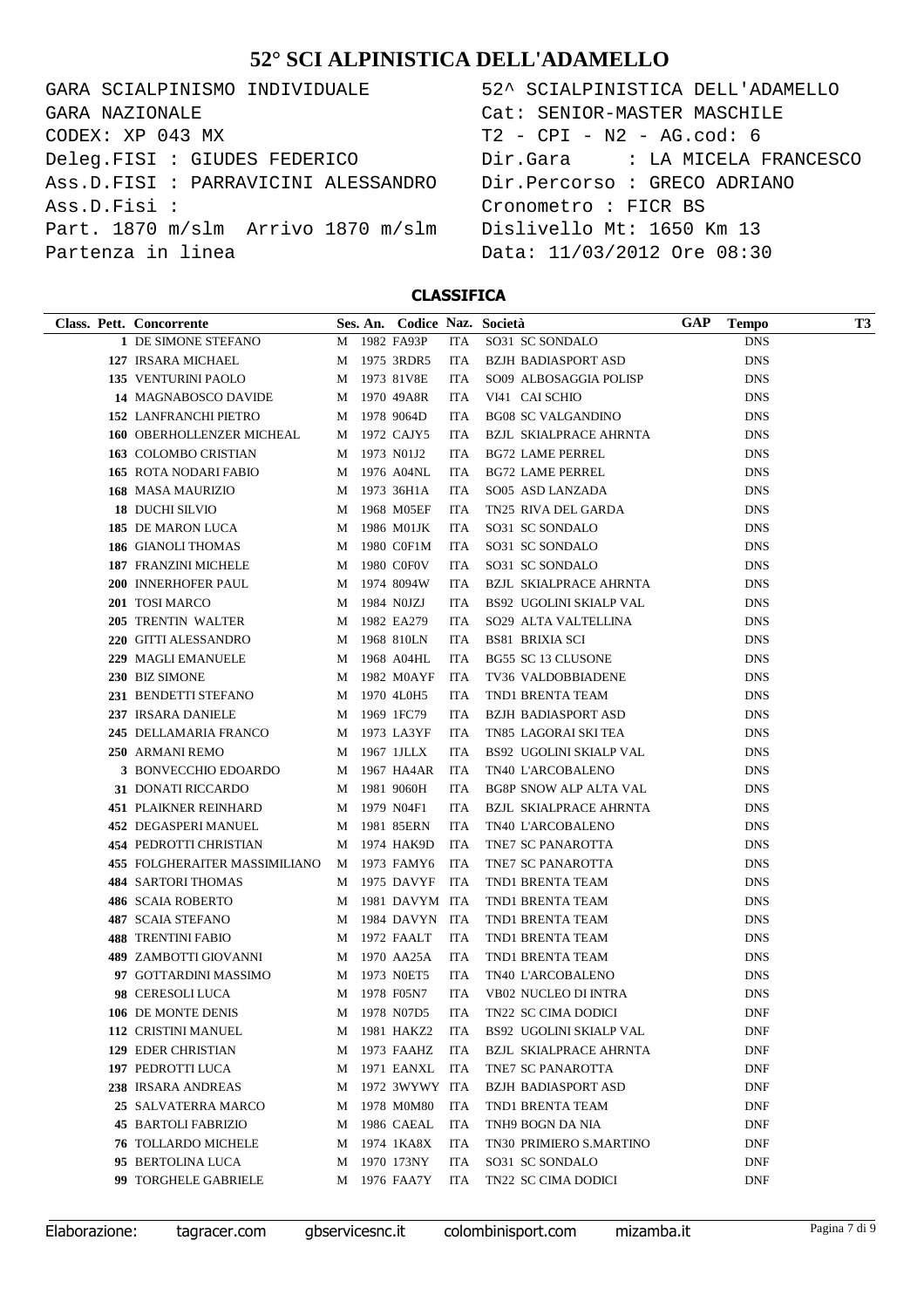# 52° SCI ALPINISTICA DELL'ADAMELLO

```
GARA SCIALPINISMO INDIVIDUALE         52^ SCIALPINISTICA DELL'ADAMELLO
GARA NAZIONALE                        Cat: SENIOR-MASTER MASCHILE
CODEX: XP 043 MX                      T2 - CPI - N2 - AG.cod: 6
Deleg.FISI : GIUDES FEDERICO          Dir.Gara     : LA MICELA FRANCESCO
Ass.D.FISI : PARRAVICINI ALESSANDRO   Dir.Percorso : GRECO ADRIANO
Ass.D.Fisi :                          Cronometro : FICR BS
Part. 1870 m/slm  Arrivo 1870 m/slm   Dislivello Mt: 1650 Km 13
Partenza in linea                     Data: 11/03/2012 Ore 08:30
```

## CLASSIFICA

| Class. | Pett. | Concorrente | Ses. | An. | Codice | Naz. | Società | GAP | Tempo | T3 |
|---|---|---|---|---|---|---|---|---|---|---|
| | 1 | DE SIMONE STEFANO | M | 1982 | FA93P | ITA | SO31 SC SONDALO | | DNS | |
| | 127 | IRSARA MICHAEL | M | 1975 | 3RDR5 | ITA | BZJH BADIASPORT ASD | | DNS | |
| | 135 | VENTURINI PAOLO | M | 1973 | 81V8E | ITA | SO09 ALBOSAGGIA POLISP | | DNS | |
| | 14 | MAGNABOSCO DAVIDE | M | 1970 | 49A8R | ITA | VI41 CAI SCHIO | | DNS | |
| | 152 | LANFRANCHI PIETRO | M | 1978 | 9064D | ITA | BG08 SC VALGANDINO | | DNS | |
| | 160 | OBERHOLLENZER MICHEAL | M | 1972 | CAJY5 | ITA | BZJL SKIALPRACE AHRNTA | | DNS | |
| | 163 | COLOMBO CRISTIAN | M | 1973 | N01J2 | ITA | BG72 LAME PERREL | | DNS | |
| | 165 | ROTA NODARI FABIO | M | 1976 | A04NL | ITA | BG72 LAME PERREL | | DNS | |
| | 168 | MASA MAURIZIO | M | 1973 | 36H1A | ITA | SO05 ASD LANZADA | | DNS | |
| | 18 | DUCHI SILVIO | M | 1968 | M05EF | ITA | TN25 RIVA DEL GARDA | | DNS | |
| | 185 | DE MARON LUCA | M | 1986 | M01JK | ITA | SO31 SC SONDALO | | DNS | |
| | 186 | GIANOLI THOMAS | M | 1980 | C0F1M | ITA | SO31 SC SONDALO | | DNS | |
| | 187 | FRANZINI MICHELE | M | 1980 | C0F0V | ITA | SO31 SC SONDALO | | DNS | |
| | 200 | INNERHOFER PAUL | M | 1974 | 8094W | ITA | BZJL SKIALPRACE AHRNTA | | DNS | |
| | 201 | TOSI MARCO | M | 1984 | N0JZJ | ITA | BS92 UGOLINI SKIALP VAL | | DNS | |
| | 205 | TRENTIN WALTER | M | 1982 | EA279 | ITA | SO29 ALTA VALTELLINA | | DNS | |
| | 220 | GITTI ALESSANDRO | M | 1968 | 810LN | ITA | BS81 BRIXIA SCI | | DNS | |
| | 229 | MAGLI EMANUELE | M | 1968 | A04HL | ITA | BG55 SC 13 CLUSONE | | DNS | |
| | 230 | BIZ SIMONE | M | 1982 | M0AYF | ITA | TV36 VALDOBBIADENE | | DNS | |
| | 231 | BENDETTI STEFANO | M | 1970 | 4L0H5 | ITA | TND1 BRENTA TEAM | | DNS | |
| | 237 | IRSARA DANIELE | M | 1969 | 1FC79 | ITA | BZJH BADIASPORT ASD | | DNS | |
| | 245 | DELLAMARIA FRANCO | M | 1973 | LA3YF | ITA | TN85 LAGORAI SKI TEA | | DNS | |
| | 250 | ARMANI REMO | M | 1967 | 1JLLX | ITA | BS92 UGOLINI SKIALP VAL | | DNS | |
| | 3 | BONVECCHIO EDOARDO | M | 1967 | HA4AR | ITA | TN40 L'ARCOBALENO | | DNS | |
| | 31 | DONATI RICCARDO | M | 1981 | 9060H | ITA | BG8P SNOW ALP ALTA VAL | | DNS | |
| | 451 | PLAIKNER REINHARD | M | 1979 | N04F1 | ITA | BZJL SKIALPRACE AHRNTA | | DNS | |
| | 452 | DEGASPERI MANUEL | M | 1981 | 85ERN | ITA | TN40 L'ARCOBALENO | | DNS | |
| | 454 | PEDROTTI CHRISTIAN | M | 1974 | HAK9D | ITA | TNE7 SC PANAROTTA | | DNS | |
| | 455 | FOLGHERAITER MASSIMILIANO | M | 1973 | FAMY6 | ITA | TNE7 SC PANAROTTA | | DNS | |
| | 484 | SARTORI THOMAS | M | 1975 | DAVYF | ITA | TND1 BRENTA TEAM | | DNS | |
| | 486 | SCAIA ROBERTO | M | 1981 | DAVYM | ITA | TND1 BRENTA TEAM | | DNS | |
| | 487 | SCAIA STEFANO | M | 1984 | DAVYN | ITA | TND1 BRENTA TEAM | | DNS | |
| | 488 | TRENTINI FABIO | M | 1972 | FAALT | ITA | TND1 BRENTA TEAM | | DNS | |
| | 489 | ZAMBOTTI GIOVANNI | M | 1970 | AA25A | ITA | TND1 BRENTA TEAM | | DNS | |
| | 97 | GOTTARDINI MASSIMO | M | 1973 | N0ET5 | ITA | TN40 L'ARCOBALENO | | DNS | |
| | 98 | CERESOLI LUCA | M | 1978 | F05N7 | ITA | VB02 NUCLEO DI INTRA | | DNS | |
| | 106 | DE MONTE DENIS | M | 1978 | N07D5 | ITA | TN22 SC CIMA DODICI | | DNF | |
| | 112 | CRISTINI MANUEL | M | 1981 | HAKZ2 | ITA | BS92 UGOLINI SKIALP VAL | | DNF | |
| | 129 | EDER CHRISTIAN | M | 1973 | FAAHZ | ITA | BZJL SKIALPRACE AHRNTA | | DNF | |
| | 197 | PEDROTTI LUCA | M | 1971 | EANXL | ITA | TNE7 SC PANAROTTA | | DNF | |
| | 238 | IRSARA ANDREAS | M | 1972 | 3WYWY | ITA | BZJH BADIASPORT ASD | | DNF | |
| | 25 | SALVATERRA MARCO | M | 1978 | M0M80 | ITA | TND1 BRENTA TEAM | | DNF | |
| | 45 | BARTOLI FABRIZIO | M | 1986 | CAEAL | ITA | TNH9 BOGN DA NIA | | DNF | |
| | 76 | TOLLARDO MICHELE | M | 1974 | 1KA8X | ITA | TN30 PRIMIERO S.MARTINO | | DNF | |
| | 95 | BERTOLINA LUCA | M | 1970 | 173NY | ITA | SO31 SC SONDALO | | DNF | |
| | 99 | TORGHELE GABRIELE | M | 1976 | FAA7Y | ITA | TN22 SC CIMA DODICI | | DNF | |

Elaborazione: tagracer.com gbservicesnc.it colombinisport.com mizamba.it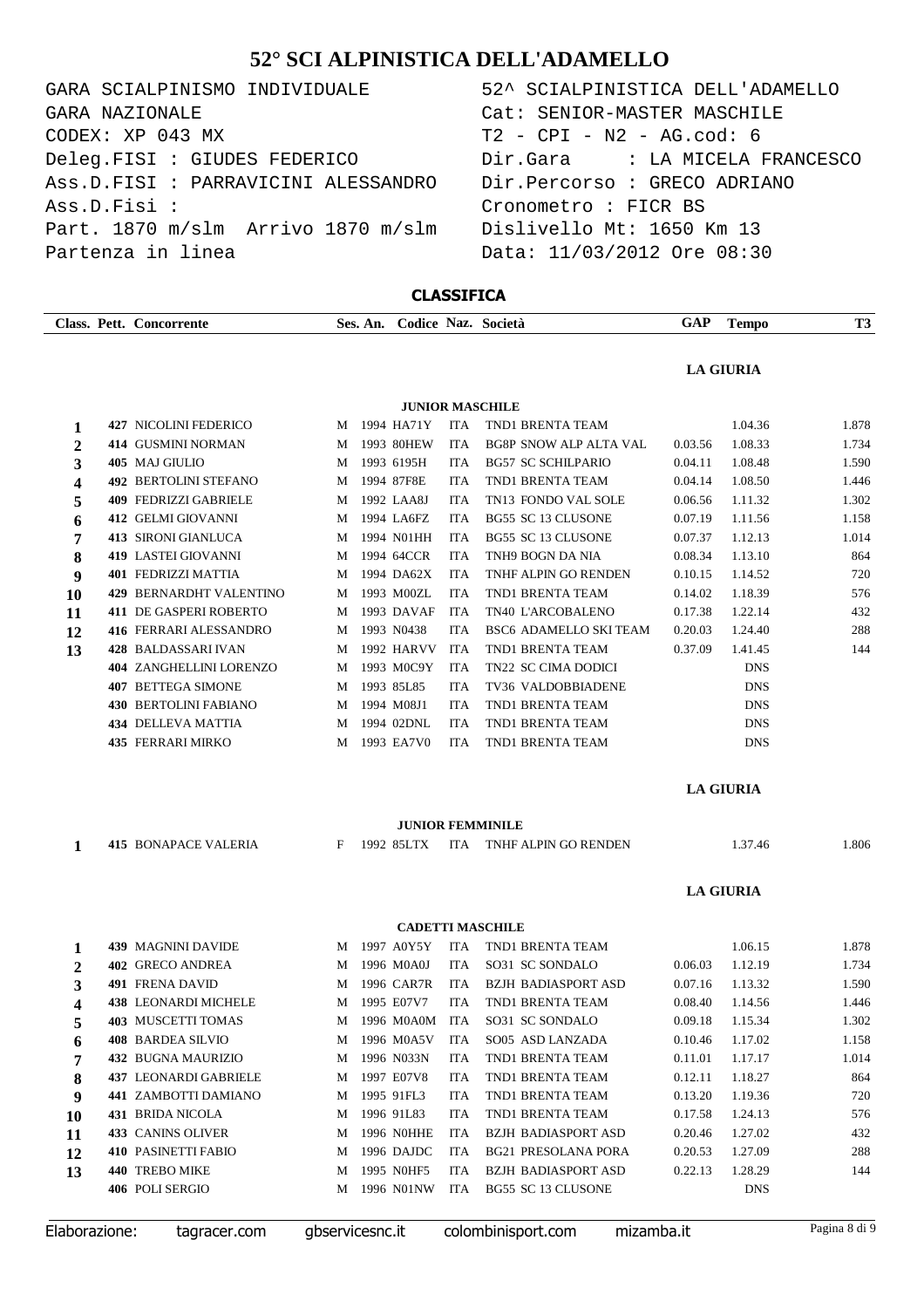# 52° SCI ALPINISTICA DELL'ADAMELLO

GARA SCIALPINISMO INDIVIDUALE
GARA NAZIONALE
CODEX: XP 043 MX
Deleg.FISI : GIUDES FEDERICO
Ass.D.FISI : PARRAVICINI ALESSANDRO
Ass.D.Fisi :
Part. 1870 m/slm Arrivo 1870 m/slm
Partenza in linea

52^ SCIALPINISTICA DELL'ADAMELLO
Cat: SENIOR-MASTER MASCHILE
T2 - CPI - N2 - AG.cod: 6
Dir.Gara : LA MICELA FRANCESCO
Dir.Percorso : GRECO ADRIANO
Cronometro : FICR BS
Dislivello Mt: 1650 Km 13
Data: 11/03/2012 Ore 08:30

## CLASSIFICA

**LA GIURIA**

### JUNIOR MASCHILE

| Class. | Pett. | Concorrente | Ses. | An. | Codice | Naz. | Società | GAP | Tempo | T3 |
|---|---|---|---|---|---|---|---|---|---|---|
| 1 | 427 | NICOLINI FEDERICO | M | 1994 | HA71Y | ITA | TND1 BRENTA TEAM | | 1.04.36 | 1.878 |
| 2 | 414 | GUSMINI NORMAN | M | 1993 | 80HEW | ITA | BG8P SNOW ALP ALTA VAL | 0.03.56 | 1.08.33 | 1.734 |
| 3 | 405 | MAJ GIULIO | M | 1993 | 6195H | ITA | BG57 SC SCHILPARIO | 0.04.11 | 1.08.48 | 1.590 |
| 4 | 492 | BERTOLINI STEFANO | M | 1994 | 87F8E | ITA | TND1 BRENTA TEAM | 0.04.14 | 1.08.50 | 1.446 |
| 5 | 409 | FEDRIZZI GABRIELE | M | 1992 | LAA8J | ITA | TN13 FONDO VAL SOLE | 0.06.56 | 1.11.32 | 1.302 |
| 6 | 412 | GELMI GIOVANNI | M | 1994 | LA6FZ | ITA | BG55 SC 13 CLUSONE | 0.07.19 | 1.11.56 | 1.158 |
| 7 | 413 | SIRONI GIANLUCA | M | 1994 | N01HH | ITA | BG55 SC 13 CLUSONE | 0.07.37 | 1.12.13 | 1.014 |
| 8 | 419 | LASTEI GIOVANNI | M | 1994 | 64CCR | ITA | TNH9 BOGN DA NIA | 0.08.34 | 1.13.10 | 864 |
| 9 | 401 | FEDRIZZI MATTIA | M | 1994 | DA62X | ITA | TNHF ALPIN GO RENDEN | 0.10.15 | 1.14.52 | 720 |
| 10 | 429 | BERNARDHT VALENTINO | M | 1993 | M00ZL | ITA | TND1 BRENTA TEAM | 0.14.02 | 1.18.39 | 576 |
| 11 | 411 | DE GASPERI ROBERTO | M | 1993 | DAVAF | ITA | TN40 L'ARCOBALENO | 0.17.38 | 1.22.14 | 432 |
| 12 | 416 | FERRARI ALESSANDRO | M | 1993 | N0438 | ITA | BSC6 ADAMELLO SKI TEAM | 0.20.03 | 1.24.40 | 288 |
| 13 | 428 | BALDASSARI IVAN | M | 1992 | HARVV | ITA | TND1 BRENTA TEAM | 0.37.09 | 1.41.45 | 144 |
| | 404 | ZANGHELLINI LORENZO | M | 1993 | M0C9Y | ITA | TN22 SC CIMA DODICI | | DNS | |
| | 407 | BETTEGA SIMONE | M | 1993 | 85L85 | ITA | TV36 VALDOBBIADENE | | DNS | |
| | 430 | BERTOLINI FABIANO | M | 1994 | M08J1 | ITA | TND1 BRENTA TEAM | | DNS | |
| | 434 | DELLEVA MATTIA | M | 1994 | 02DNL | ITA | TND1 BRENTA TEAM | | DNS | |
| | 435 | FERRARI MIRKO | M | 1993 | EA7V0 | ITA | TND1 BRENTA TEAM | | DNS | |

**LA GIURIA**

### JUNIOR FEMMINILE

| Class. | Pett. | Concorrente | Ses. | An. | Codice | Naz. | Società | GAP | Tempo | T3 |
|---|---|---|---|---|---|---|---|---|---|---|
| 1 | 415 | BONAPACE VALERIA | F | 1992 | 85LTX | ITA | TNHF ALPIN GO RENDEN | | 1.37.46 | 1.806 |

**LA GIURIA**

### CADETTI MASCHILE

| Class. | Pett. | Concorrente | Ses. | An. | Codice | Naz. | Società | GAP | Tempo | T3 |
|---|---|---|---|---|---|---|---|---|---|---|
| 1 | 439 | MAGNINI DAVIDE | M | 1997 | A0Y5Y | ITA | TND1 BRENTA TEAM | | 1.06.15 | 1.878 |
| 2 | 402 | GRECO ANDREA | M | 1996 | M0A0J | ITA | SO31 SC SONDALO | 0.06.03 | 1.12.19 | 1.734 |
| 3 | 491 | FRENA DAVID | M | 1996 | CAR7R | ITA | BZJH BADIASPORT ASD | 0.07.16 | 1.13.32 | 1.590 |
| 4 | 438 | LEONARDI MICHELE | M | 1995 | E07V7 | ITA | TND1 BRENTA TEAM | 0.08.40 | 1.14.56 | 1.446 |
| 5 | 403 | MUSCETTI TOMAS | M | 1996 | M0A0M | ITA | SO31 SC SONDALO | 0.09.18 | 1.15.34 | 1.302 |
| 6 | 408 | BARDEA SILVIO | M | 1996 | M0A5V | ITA | SO05 ASD LANZADA | 0.10.46 | 1.17.02 | 1.158 |
| 7 | 432 | BUGNA MAURIZIO | M | 1996 | N033N | ITA | TND1 BRENTA TEAM | 0.11.01 | 1.17.17 | 1.014 |
| 8 | 437 | LEONARDI GABRIELE | M | 1997 | E07V8 | ITA | TND1 BRENTA TEAM | 0.12.11 | 1.18.27 | 864 |
| 9 | 441 | ZAMBOTTI DAMIANO | M | 1995 | 91FL3 | ITA | TND1 BRENTA TEAM | 0.13.20 | 1.19.36 | 720 |
| 10 | 431 | BRIDA NICOLA | M | 1996 | 91L83 | ITA | TND1 BRENTA TEAM | 0.17.58 | 1.24.13 | 576 |
| 11 | 433 | CANINS OLIVER | M | 1996 | N0HHE | ITA | BZJH BADIASPORT ASD | 0.20.46 | 1.27.02 | 432 |
| 12 | 410 | PASINETTI FABIO | M | 1996 | DAJDC | ITA | BG21 PRESOLANA PORA | 0.20.53 | 1.27.09 | 288 |
| 13 | 440 | TREBO MIKE | M | 1995 | N0HF5 | ITA | BZJH BADIASPORT ASD | 0.22.13 | 1.28.29 | 144 |
| | 406 | POLI SERGIO | M | 1996 | N01NW | ITA | BG55 SC 13 CLUSONE | | DNS | |

Elaborazione: tagracer.com gbservicesnc.it colombinisport.com mizamba.it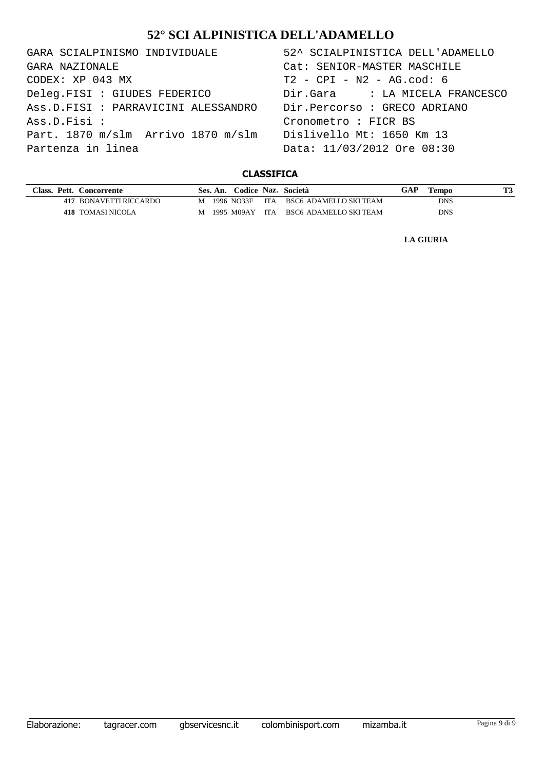# 52° SCI ALPINISTICA DELL'ADAMELLO

GARA SCIALPINISMO INDIVIDUALE
GARA NAZIONALE
CODEX: XP 043 MX
Deleg.FISI : GIUDES FEDERICO
Ass.D.FISI : PARRAVICINI ALESSANDRO
Ass.D.Fisi :
Part. 1870 m/slm Arrivo 1870 m/slm
Partenza in linea

52^ SCIALPINISTICA DELL'ADAMELLO
Cat: SENIOR-MASTER MASCHILE
T2 - CPI - N2 - AG.cod: 6
Dir.Gara : LA MICELA FRANCESCO
Dir.Percorso : GRECO ADRIANO
Cronometro : FICR BS
Dislivello Mt: 1650 Km 13
Data: 11/03/2012 Ore 08:30

### CLASSIFICA

| Class. | Pett. | Concorrente | Ses. | An. | Codice | Naz. | Società | GAP | Tempo | T3 |
|---|---|---|---|---|---|---|---|---|---|---|
| | **417** | BONAVETTI RICCARDO | M | 1996 | NO33F | ITA | BSC6 ADAMELLO SKI TEAM | | DNS | |
| | **418** | TOMASI NICOLA | M | 1995 | M09AY | ITA | BSC6 ADAMELLO SKI TEAM | | DNS | |

**LA GIURIA**

Elaborazione: tagracer.com gbservicesnc.it colombinisport.com mizamba.it